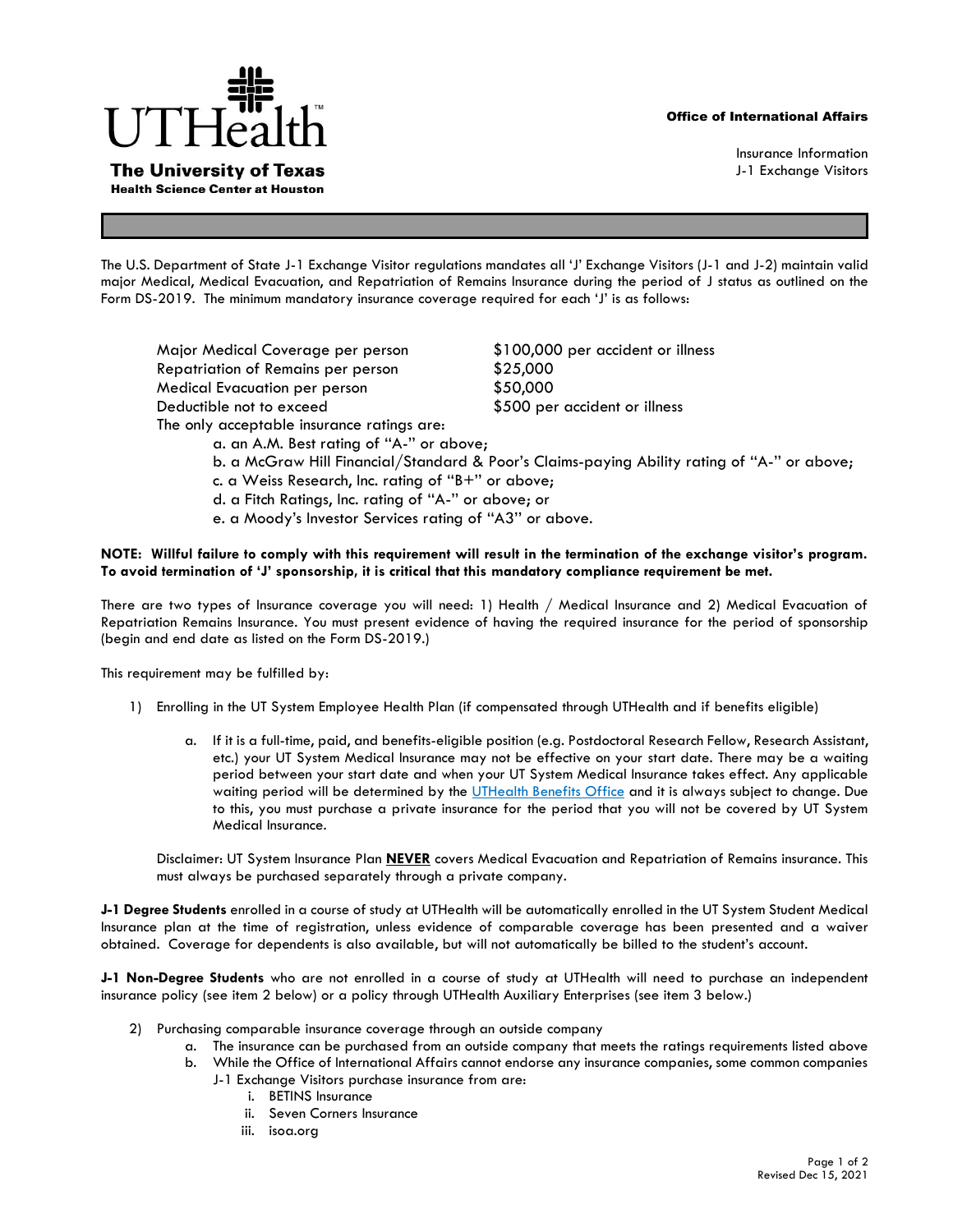**UTHealth**

**The University of Texas**
**Health Science Center at Houston**

**Office of International Affairs**

Insurance Information
J-1 Exchange Visitors

The U.S. Department of State J-1 Exchange Visitor regulations mandates all 'J' Exchange Visitors (J-1 and J-2) maintain valid major Medical, Medical Evacuation, and Repatriation of Remains Insurance during the period of J status as outlined on the Form DS-2019. The minimum mandatory insurance coverage required for each 'J' is as follows:

| | |
|---|---|
| Major Medical Coverage per person | $100,000 per accident or illness |
| Repatriation of Remains per person | $25,000 |
| Medical Evacuation per person | $50,000 |
| Deductible not to exceed | $500 per accident or illness |

The only acceptable insurance ratings are:

a. an A.M. Best rating of "A-" or above;
b. a McGraw Hill Financial/Standard & Poor's Claims-paying Ability rating of "A-" or above;
c. a Weiss Research, Inc. rating of "B+" or above;
d. a Fitch Ratings, Inc. rating of "A-" or above; or
e. a Moody's Investor Services rating of "A3" or above.

**NOTE: Willful failure to comply with this requirement will result in the termination of the exchange visitor's program. To avoid termination of 'J' sponsorship, it is critical that this mandatory compliance requirement be met.**

There are two types of Insurance coverage you will need: 1) Health / Medical Insurance and 2) Medical Evacuation of Repatriation Remains Insurance. You must present evidence of having the required insurance for the period of sponsorship (begin and end date as listed on the Form DS-2019.)

This requirement may be fulfilled by:

1) Enrolling in the UT System Employee Health Plan (if compensated through UTHealth and if benefits eligible)

   a. If it is a full-time, paid, and benefits-eligible position (e.g. Postdoctoral Research Fellow, Research Assistant, etc.) your UT System Medical Insurance may not be effective on your start date. There may be a waiting period between your start date and when your UT System Medical Insurance takes effect. Any applicable waiting period will be determined by the UTHealth Benefits Office and it is always subject to change. Due to this, you must purchase a private insurance for the period that you will not be covered by UT System Medical Insurance.

   Disclaimer: UT System Insurance Plan **NEVER** covers Medical Evacuation and Repatriation of Remains insurance. This must always be purchased separately through a private company.

**J-1 Degree Students** enrolled in a course of study at UTHealth will be automatically enrolled in the UT System Student Medical Insurance plan at the time of registration, unless evidence of comparable coverage has been presented and a waiver obtained. Coverage for dependents is also available, but will not automatically be billed to the student's account.

**J-1 Non-Degree Students** who are not enrolled in a course of study at UTHealth will need to purchase an independent insurance policy (see item 2 below) or a policy through UTHealth Auxiliary Enterprises (see item 3 below.)

2) Purchasing comparable insurance coverage through an outside company
   a. The insurance can be purchased from an outside company that meets the ratings requirements listed above
   b. While the Office of International Affairs cannot endorse any insurance companies, some common companies J-1 Exchange Visitors purchase insurance from are:
      i. BETINS Insurance
      ii. Seven Corners Insurance
      iii. isoa.org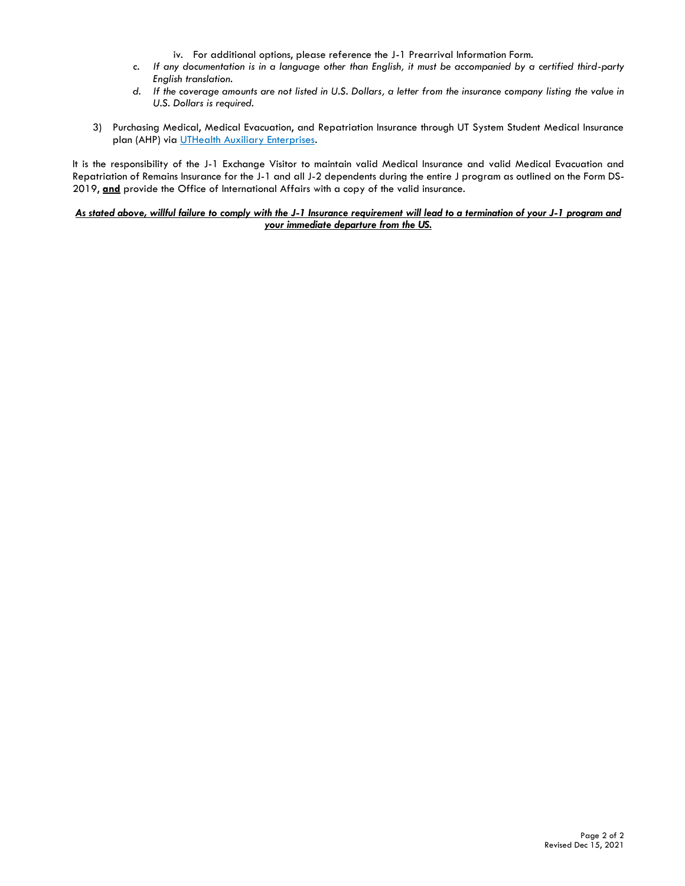iv. For additional options, please reference the J-1 Prearrival Information Form.

c. *If any documentation is in a language other than English, it must be accompanied by a certified third-party English translation.*

d. *If the coverage amounts are not listed in U.S. Dollars, a letter from the insurance company listing the value in U.S. Dollars is required.*

3) Purchasing Medical, Medical Evacuation, and Repatriation Insurance through UT System Student Medical Insurance plan (AHP) via [UTHealth Auxiliary Enterprises](UTHealth Auxiliary Enterprises).

It is the responsibility of the J-1 Exchange Visitor to maintain valid Medical Insurance and valid Medical Evacuation and Repatriation of Remains Insurance for the J-1 and all J-2 dependents during the entire J program as outlined on the Form DS-2019, **and** provide the Office of International Affairs with a copy of the valid insurance.

***As stated above, willful failure to comply with the J-1 Insurance requirement will lead to a termination of your J-1 program and your immediate departure from the US.***

Revised Dec 15, 2021